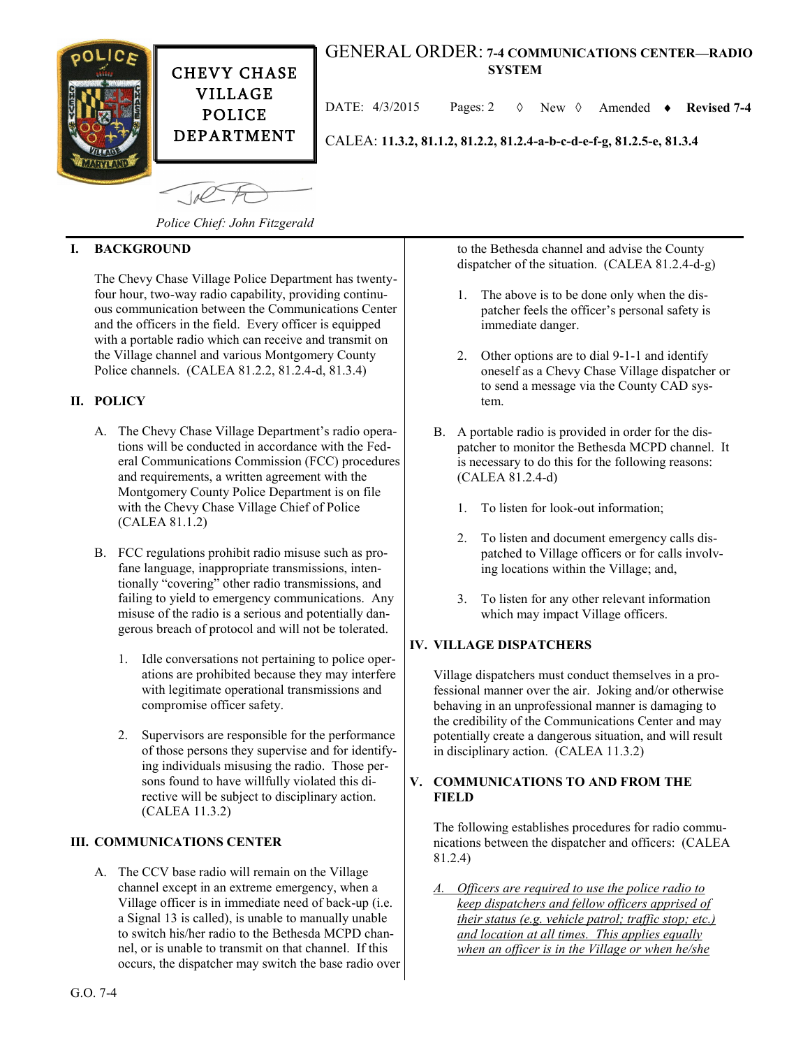# GENERAL ORDER: 7-4 COMMUNICATIONS CENTER—RADIO SYSTEM

**CHEVY CHASE VILLAGE POLICE DEPARTMENT**

DATE: 4/3/2015 Pages: 2 ◊ New ◊ Amended ♦ **Revised 7-4**

CALEA: **11.3.2, 81.1.2, 81.2.2, 81.2.4-a-b-c-d-e-f-g, 81.2.5-e, 81.3.4**

*Police Chief: John Fitzgerald*

## I. BACKGROUND

The Chevy Chase Village Police Department has twenty-four hour, two-way radio capability, providing continuous communication between the Communications Center and the officers in the field. Every officer is equipped with a portable radio which can receive and transmit on the Village channel and various Montgomery County Police channels. (CALEA 81.2.2, 81.2.4-d, 81.3.4)

## II. POLICY

A. The Chevy Chase Village Department's radio operations will be conducted in accordance with the Federal Communications Commission (FCC) procedures and requirements, a written agreement with the Montgomery County Police Department is on file with the Chevy Chase Village Chief of Police (CALEA 81.1.2)

B. FCC regulations prohibit radio misuse such as profane language, inappropriate transmissions, intentionally "covering" other radio transmissions, and failing to yield to emergency communications. Any misuse of the radio is a serious and potentially dangerous breach of protocol and will not be tolerated.

1. Idle conversations not pertaining to police operations are prohibited because they may interfere with legitimate operational transmissions and compromise officer safety.

2. Supervisors are responsible for the performance of those persons they supervise and for identifying individuals misusing the radio. Those persons found to have willfully violated this directive will be subject to disciplinary action. (CALEA 11.3.2)

## III. COMMUNICATIONS CENTER

A. The CCV base radio will remain on the Village channel except in an extreme emergency, when a Village officer is in immediate need of back-up (i.e. a Signal 13 is called), is unable to manually unable to switch his/her radio to the Bethesda MCPD channel, or is unable to transmit on that channel. If this occurs, the dispatcher may switch the base radio over to the Bethesda channel and advise the County dispatcher of the situation. (CALEA 81.2.4-d-g)

1. The above is to be done only when the dispatcher feels the officer's personal safety is immediate danger.

2. Other options are to dial 9-1-1 and identify oneself as a Chevy Chase Village dispatcher or to send a message via the County CAD system.

B. A portable radio is provided in order for the dispatcher to monitor the Bethesda MCPD channel. It is necessary to do this for the following reasons: (CALEA 81.2.4-d)

1. To listen for look-out information;

2. To listen and document emergency calls dispatched to Village officers or for calls involving locations within the Village; and,

3. To listen for any other relevant information which may impact Village officers.

## IV. VILLAGE DISPATCHERS

Village dispatchers must conduct themselves in a professional manner over the air. Joking and/or otherwise behaving in an unprofessional manner is damaging to the credibility of the Communications Center and may potentially create a dangerous situation, and will result in disciplinary action. (CALEA 11.3.2)

## V. COMMUNICATIONS TO AND FROM THE FIELD

The following establishes procedures for radio communications between the dispatcher and officers: (CALEA 81.2.4)

<u>*A. Officers are required to use the police radio to keep dispatchers and fellow officers apprised of their status (e.g. vehicle patrol; traffic stop; etc.) and location at all times. This applies equally when an officer is in the Village or when he/she*</u>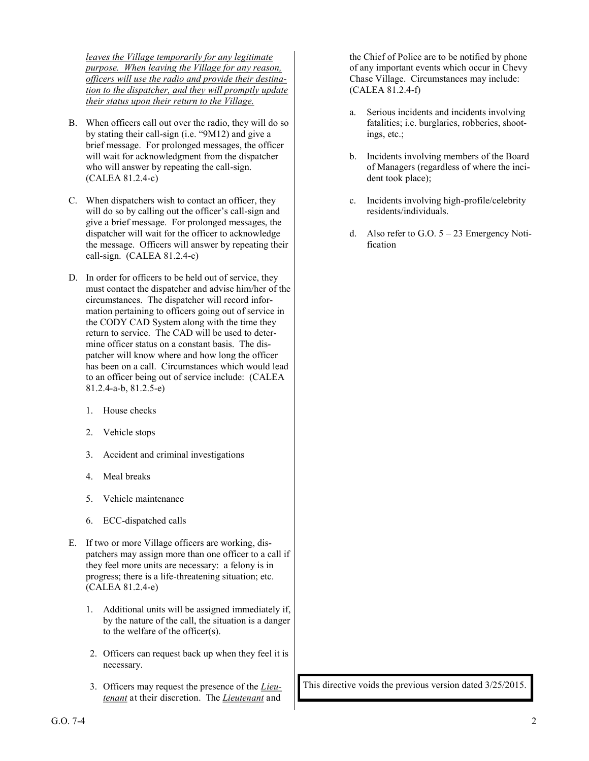*leaves the Village temporarily for any legitimate purpose. When leaving the Village for any reason, officers will use the radio and provide their destination to the dispatcher, and they will promptly update their status upon their return to the Village.*

B. When officers call out over the radio, they will do so by stating their call-sign (i.e. "9M12) and give a brief message. For prolonged messages, the officer will wait for acknowledgment from the dispatcher who will answer by repeating the call-sign. (CALEA 81.2.4-c)

C. When dispatchers wish to contact an officer, they will do so by calling out the officer's call-sign and give a brief message. For prolonged messages, the dispatcher will wait for the officer to acknowledge the message. Officers will answer by repeating their call-sign. (CALEA 81.2.4-c)

D. In order for officers to be held out of service, they must contact the dispatcher and advise him/her of the circumstances. The dispatcher will record information pertaining to officers going out of service in the CODY CAD System along with the time they return to service. The CAD will be used to determine officer status on a constant basis. The dispatcher will know where and how long the officer has been on a call. Circumstances which would lead to an officer being out of service include: (CALEA 81.2.4-a-b, 81.2.5-e)

1. House checks
2. Vehicle stops
3. Accident and criminal investigations
4. Meal breaks
5. Vehicle maintenance
6. ECC-dispatched calls

E. If two or more Village officers are working, dispatchers may assign more than one officer to a call if they feel more units are necessary: a felony is in progress; there is a life-threatening situation; etc. (CALEA 81.2.4-e)

1. Additional units will be assigned immediately if, by the nature of the call, the situation is a danger to the welfare of the officer(s).
2. Officers can request back up when they feel it is necessary.
3. Officers may request the presence of the *Lieutenant* at their discretion. The *Lieutenant* and the Chief of Police are to be notified by phone of any important events which occur in Chevy Chase Village. Circumstances may include: (CALEA 81.2.4-f)

   a. Serious incidents and incidents involving fatalities; i.e. burglaries, robberies, shootings, etc.;

   b. Incidents involving members of the Board of Managers (regardless of where the incident took place);

   c. Incidents involving high-profile/celebrity residents/individuals.

   d. Also refer to G.O. 5 – 23 Emergency Notification

This directive voids the previous version dated 3/25/2015.